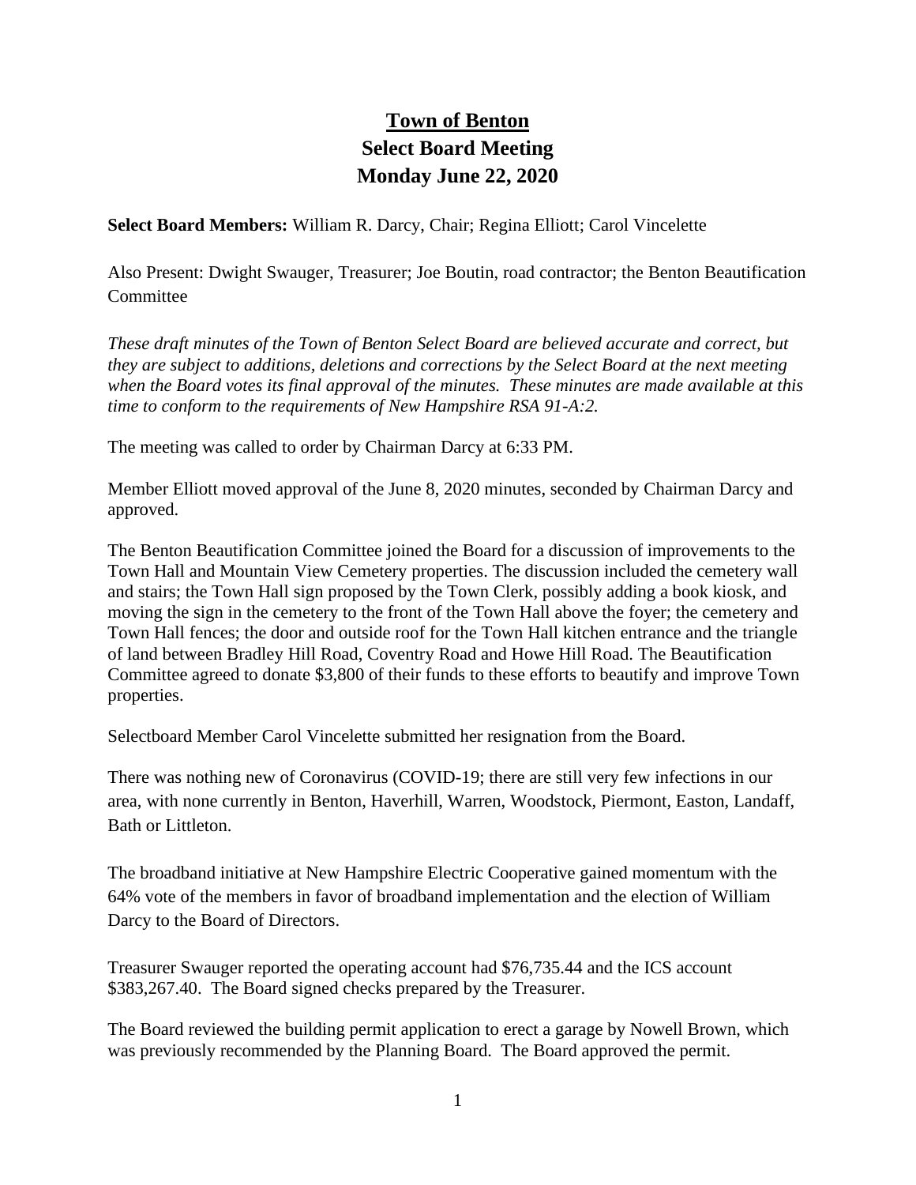# Town of Benton
## Select Board Meeting
## Monday June 22, 2020

**Select Board Members:** William R. Darcy, Chair; Regina Elliott; Carol Vincelette

Also Present: Dwight Swauger, Treasurer; Joe Boutin, road contractor; the Benton Beautification Committee

*These draft minutes of the Town of Benton Select Board are believed accurate and correct, but they are subject to additions, deletions and corrections by the Select Board at the next meeting when the Board votes its final approval of the minutes. These minutes are made available at this time to conform to the requirements of New Hampshire RSA 91-A:2.*

The meeting was called to order by Chairman Darcy at 6:33 PM.

Member Elliott moved approval of the June 8, 2020 minutes, seconded by Chairman Darcy and approved.

The Benton Beautification Committee joined the Board for a discussion of improvements to the Town Hall and Mountain View Cemetery properties. The discussion included the cemetery wall and stairs; the Town Hall sign proposed by the Town Clerk, possibly adding a book kiosk, and moving the sign in the cemetery to the front of the Town Hall above the foyer; the cemetery and Town Hall fences; the door and outside roof for the Town Hall kitchen entrance and the triangle of land between Bradley Hill Road, Coventry Road and Howe Hill Road. The Beautification Committee agreed to donate $3,800 of their funds to these efforts to beautify and improve Town properties.

Selectboard Member Carol Vincelette submitted her resignation from the Board.

There was nothing new of Coronavirus (COVID-19; there are still very few infections in our area, with none currently in Benton, Haverhill, Warren, Woodstock, Piermont, Easton, Landaff, Bath or Littleton.

The broadband initiative at New Hampshire Electric Cooperative gained momentum with the 64% vote of the members in favor of broadband implementation and the election of William Darcy to the Board of Directors.

Treasurer Swauger reported the operating account had $76,735.44 and the ICS account $383,267.40. The Board signed checks prepared by the Treasurer.

The Board reviewed the building permit application to erect a garage by Nowell Brown, which was previously recommended by the Planning Board. The Board approved the permit.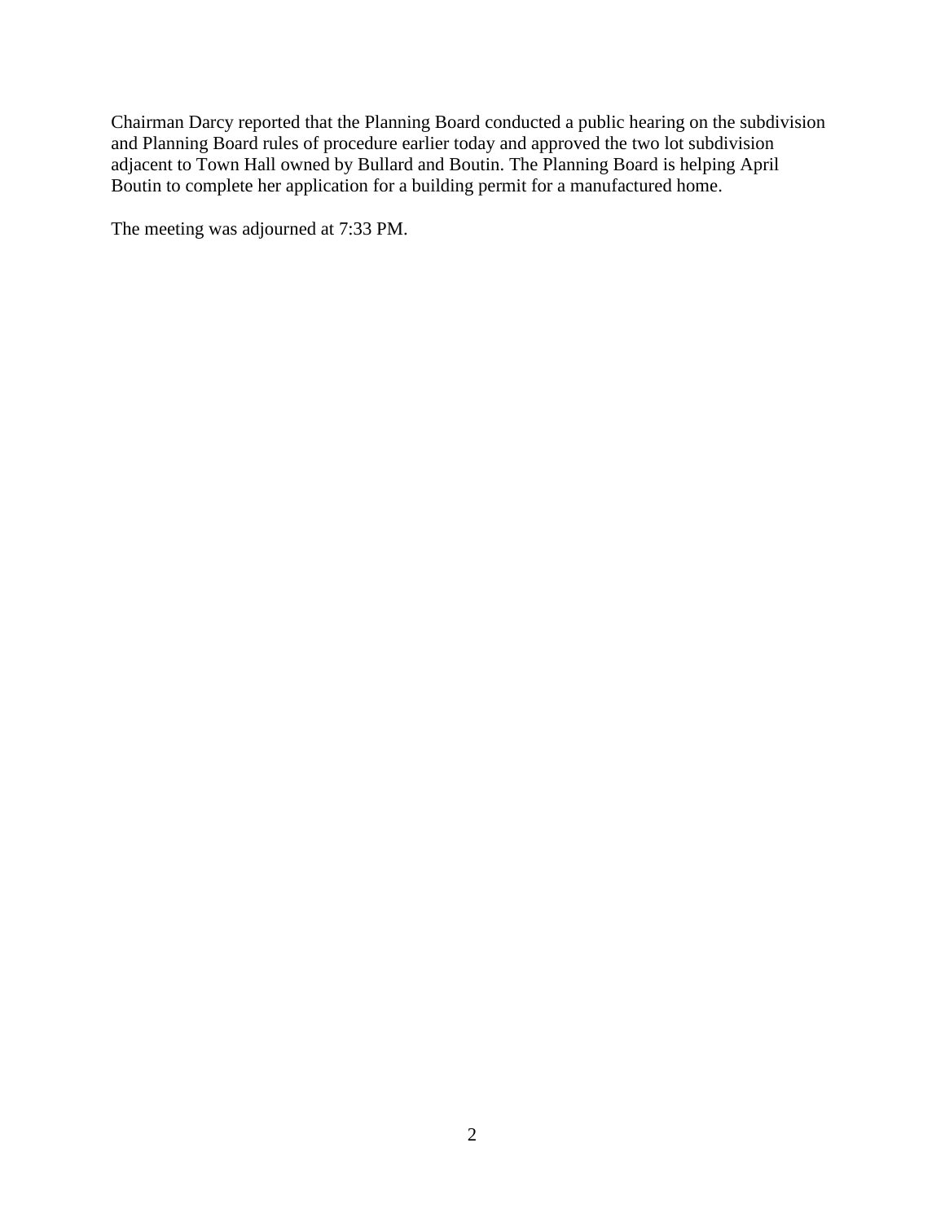Chairman Darcy reported that the Planning Board conducted a public hearing on the subdivision and Planning Board rules of procedure earlier today and approved the two lot subdivision adjacent to Town Hall owned by Bullard and Boutin. The Planning Board is helping April Boutin to complete her application for a building permit for a manufactured home.

The meeting was adjourned at 7:33 PM.